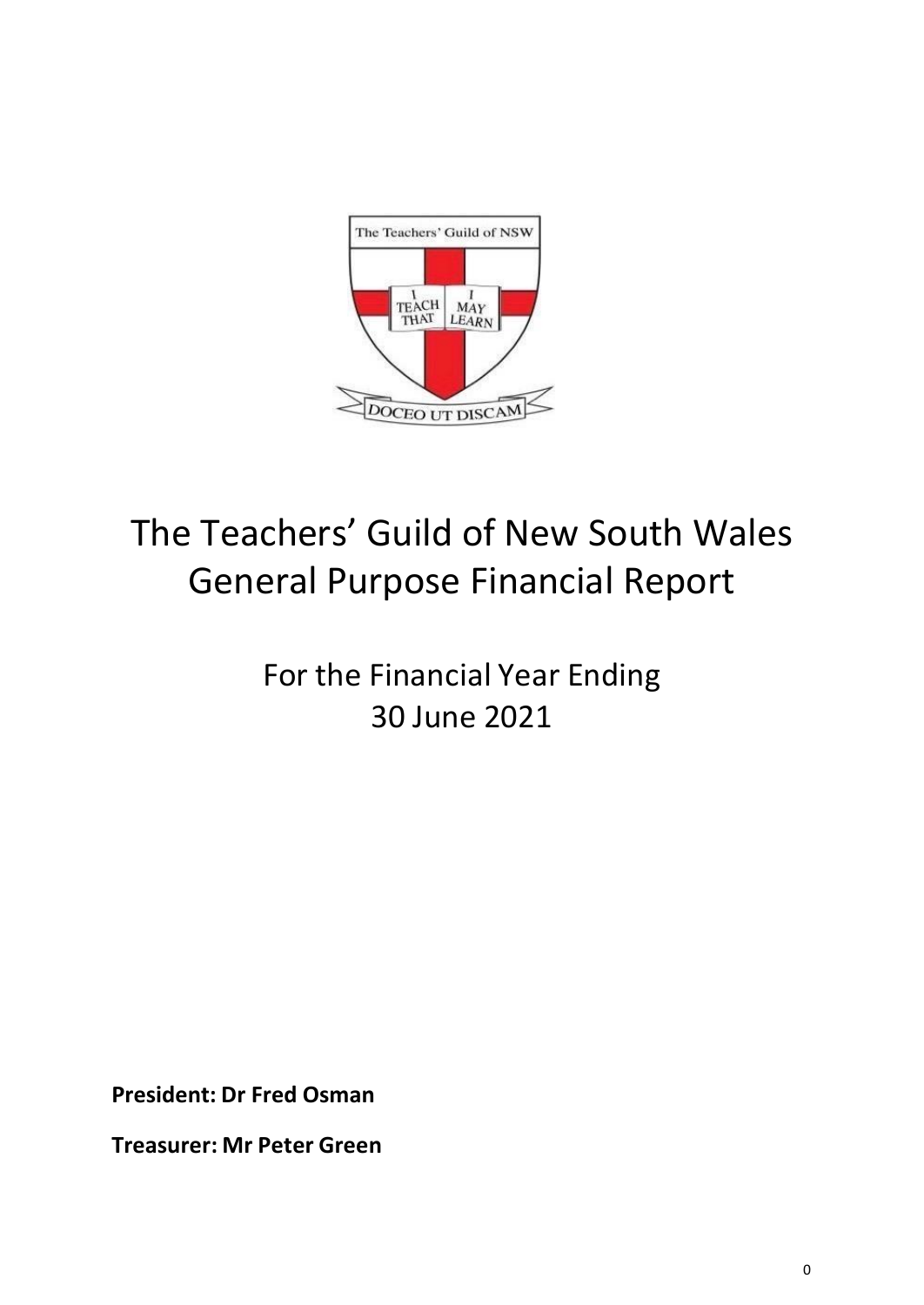# The Teachers' Guild of New South Wales General Purpose Financial Report

## For the Financial Year Ending 30 June 2021

**President: Dr Fred Osman**

**Treasurer: Mr Peter Green**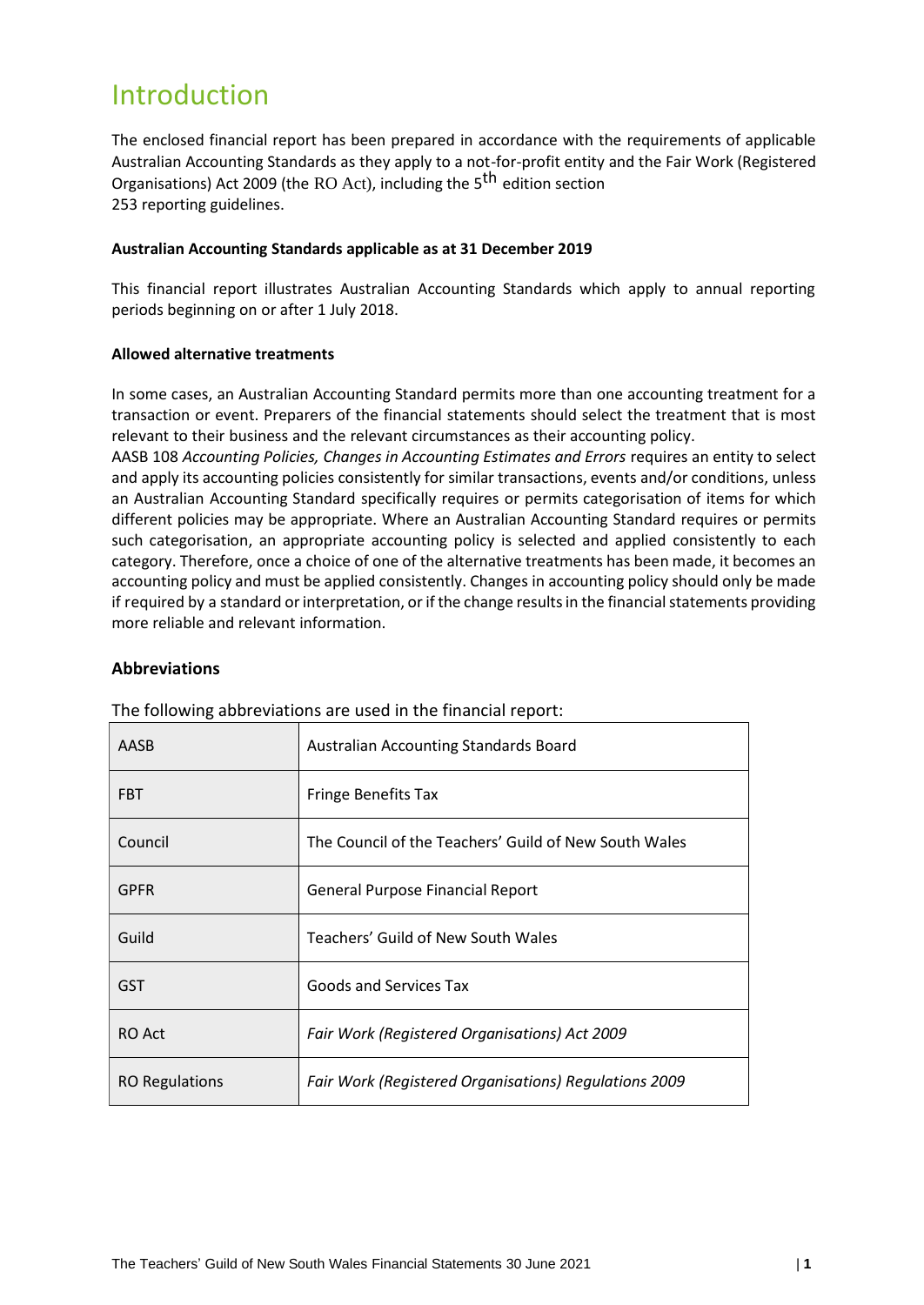# Introduction

The enclosed financial report has been prepared in accordance with the requirements of applicable Australian Accounting Standards as they apply to a not-for-profit entity and the Fair Work (Registered Organisations) Act 2009 (the RO Act), including the 5th edition section 253 reporting guidelines.

**Australian Accounting Standards applicable as at 31 December 2019**

This financial report illustrates Australian Accounting Standards which apply to annual reporting periods beginning on or after 1 July 2018.

**Allowed alternative treatments**

In some cases, an Australian Accounting Standard permits more than one accounting treatment for a transaction or event. Preparers of the financial statements should select the treatment that is most relevant to their business and the relevant circumstances as their accounting policy.

AASB 108 *Accounting Policies, Changes in Accounting Estimates and Errors* requires an entity to select and apply its accounting policies consistently for similar transactions, events and/or conditions, unless an Australian Accounting Standard specifically requires or permits categorisation of items for which different policies may be appropriate. Where an Australian Accounting Standard requires or permits such categorisation, an appropriate accounting policy is selected and applied consistently to each category. Therefore, once a choice of one of the alternative treatments has been made, it becomes an accounting policy and must be applied consistently. Changes in accounting policy should only be made if required by a standard or interpretation, or if the change results in the financial statements providing more reliable and relevant information.

## Abbreviations

The following abbreviations are used in the financial report:

| Abbreviation | Meaning |
|---|---|
| AASB | Australian Accounting Standards Board |
| FBT | Fringe Benefits Tax |
| Council | The Council of the Teachers' Guild of New South Wales |
| GPFR | General Purpose Financial Report |
| Guild | Teachers' Guild of New South Wales |
| GST | Goods and Services Tax |
| RO Act | *Fair Work (Registered Organisations) Act 2009* |
| RO Regulations | *Fair Work (Registered Organisations) Regulations 2009* |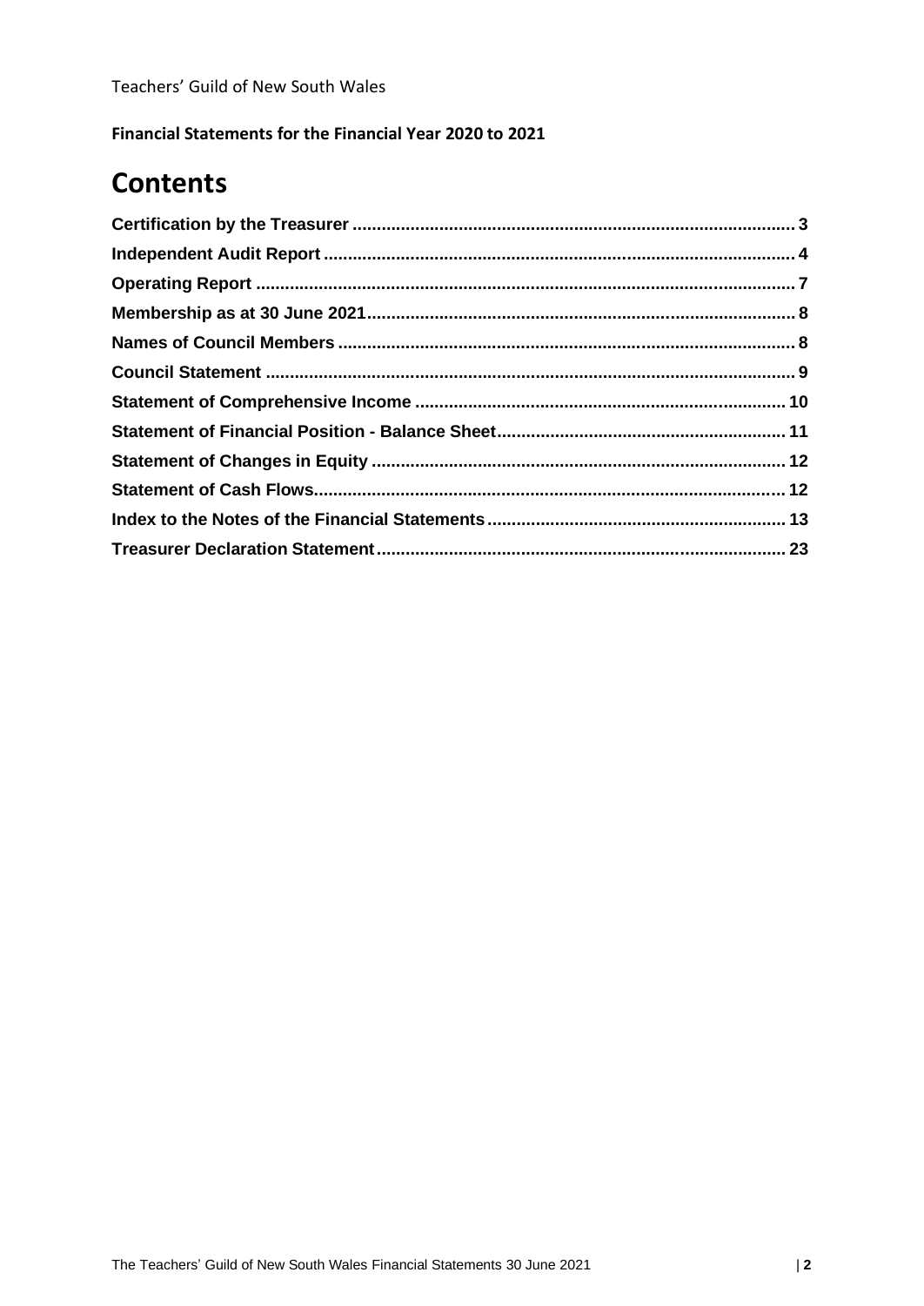Teachers' Guild of New South Wales

**Financial Statements for the Financial Year 2020 to 2021**

# Contents

| | |
|---|---|
| **Certification by the Treasurer** | **3** |
| **Independent Audit Report** | **4** |
| **Operating Report** | **7** |
| **Membership as at 30 June 2021** | **8** |
| **Names of Council Members** | **8** |
| **Council Statement** | **9** |
| **Statement of Comprehensive Income** | **10** |
| **Statement of Financial Position - Balance Sheet** | **11** |
| **Statement of Changes in Equity** | **12** |
| **Statement of Cash Flows** | **12** |
| **Index to the Notes of the Financial Statements** | **13** |
| **Treasurer Declaration Statement** | **23** |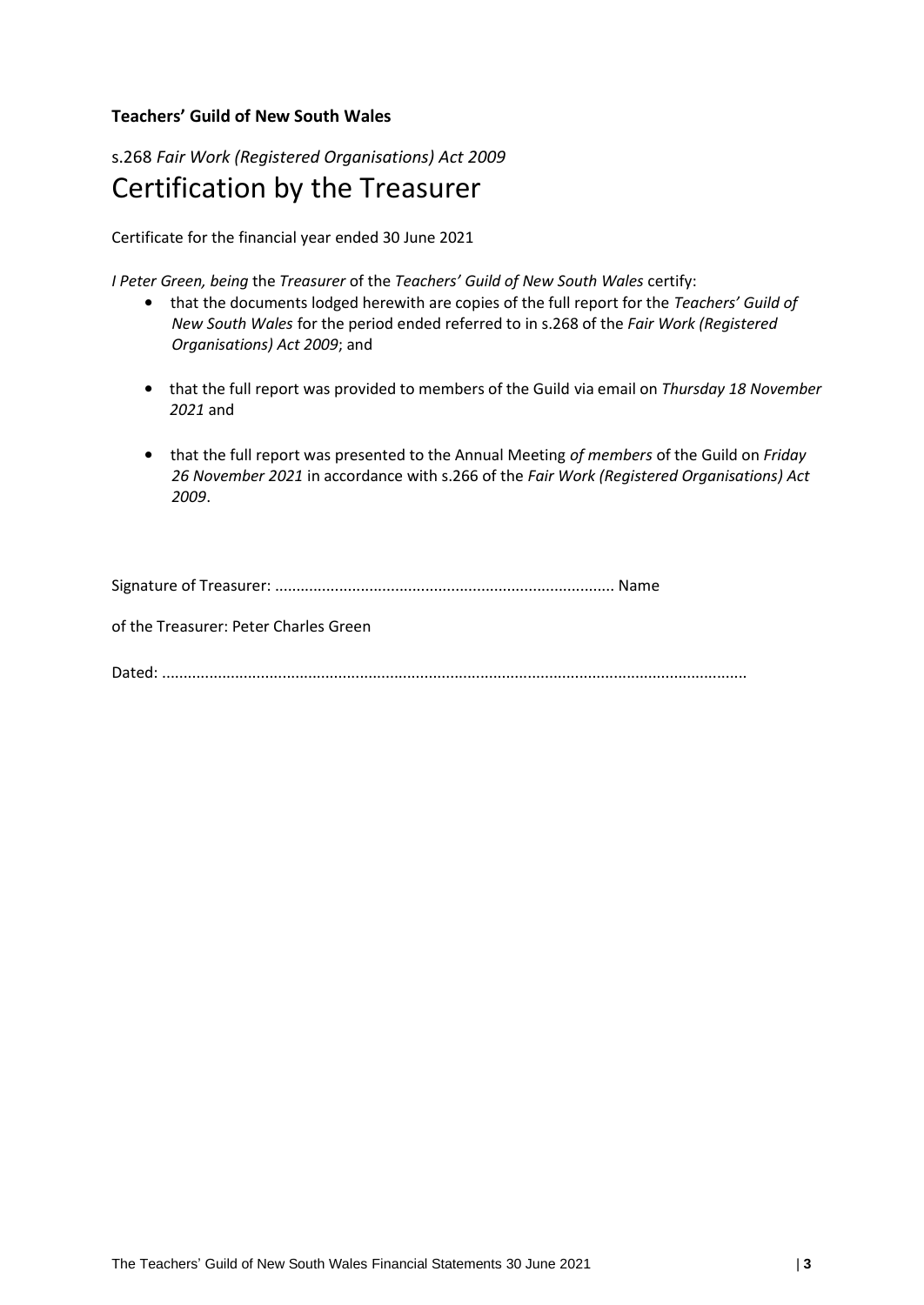**Teachers' Guild of New South Wales**

s.268 *Fair Work (Registered Organisations) Act 2009*

# Certification by the Treasurer

Certificate for the financial year ended 30 June 2021

*I Peter Green, being* the *Treasurer* of the *Teachers' Guild of New South Wales* certify:

- that the documents lodged herewith are copies of the full report for the *Teachers' Guild of New South Wales* for the period ended referred to in s.268 of the *Fair Work (Registered Organisations) Act 2009*; and
- that the full report was provided to members of the Guild via email on *Thursday 18 November 2021* and
- that the full report was presented to the Annual Meeting *of members* of the Guild on *Friday 26 November 2021* in accordance with s.266 of the *Fair Work (Registered Organisations) Act 2009*.

Signature of Treasurer: .............................................................................. Name

of the Treasurer: Peter Charles Green

Dated: ......................................................................................................................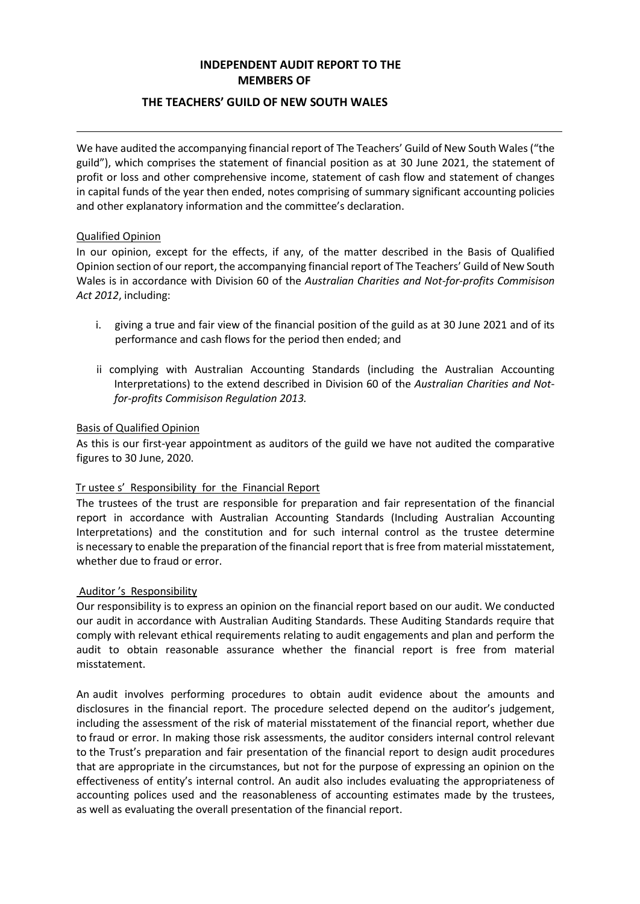# INDEPENDENT AUDIT REPORT TO THE MEMBERS OF

## THE TEACHERS' GUILD OF NEW SOUTH WALES

---

We have audited the accompanying financial report of The Teachers' Guild of New South Wales ("the guild"), which comprises the statement of financial position as at 30 June 2021, the statement of profit or loss and other comprehensive income, statement of cash flow and statement of changes in capital funds of the year then ended, notes comprising of summary significant accounting policies and other explanatory information and the committee's declaration.

### Qualified Opinion

In our opinion, except for the effects, if any, of the matter described in the Basis of Qualified Opinion section of our report, the accompanying financial report of The Teachers' Guild of New South Wales is in accordance with Division 60 of the *Australian Charities and Not-for-profits Commisison Act 2012*, including:

i. giving a true and fair view of the financial position of the guild as at 30 June 2021 and of its performance and cash flows for the period then ended; and

ii complying with Australian Accounting Standards (including the Australian Accounting Interpretations) to the extend described in Division 60 of the *Australian Charities and Not-for-profits Commisison Regulation 2013.*

### Basis of Qualified Opinion

As this is our first-year appointment as auditors of the guild we have not audited the comparative figures to 30 June, 2020.

### Tr ustee s' Responsibility for the Financial Report

The trustees of the trust are responsible for preparation and fair representation of the financial report in accordance with Australian Accounting Standards (Including Australian Accounting Interpretations) and the constitution and for such internal control as the trustee determine is necessary to enable the preparation of the financial report that is free from material misstatement, whether due to fraud or error.

### Auditor 's Responsibility

Our responsibility is to express an opinion on the financial report based on our audit. We conducted our audit in accordance with Australian Auditing Standards. These Auditing Standards require that comply with relevant ethical requirements relating to audit engagements and plan and perform the audit to obtain reasonable assurance whether the financial report is free from material misstatement.

An audit involves performing procedures to obtain audit evidence about the amounts and disclosures in the financial report. The procedure selected depend on the auditor's judgement, including the assessment of the risk of material misstatement of the financial report, whether due to fraud or error. In making those risk assessments, the auditor considers internal control relevant to the Trust's preparation and fair presentation of the financial report to design audit procedures that are appropriate in the circumstances, but not for the purpose of expressing an opinion on the effectiveness of entity's internal control. An audit also includes evaluating the appropriateness of accounting polices used and the reasonableness of accounting estimates made by the trustees, as well as evaluating the overall presentation of the financial report.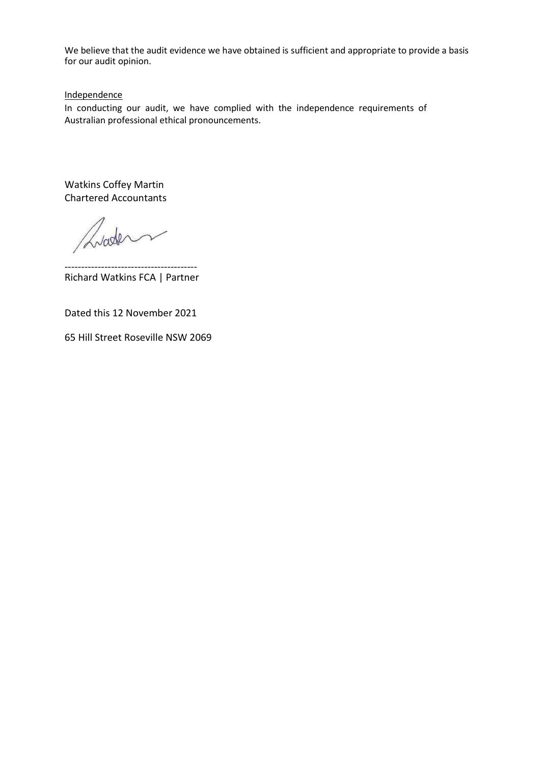We believe that the audit evidence we have obtained is sufficient and appropriate to provide a basis for our audit opinion.

Independence

In conducting our audit, we have complied with the independence requirements of Australian professional ethical pronouncements.

Watkins Coffey Martin
Chartered Accountants

---------------------------------------
Richard Watkins FCA | Partner

Dated this 12 November 2021

65 Hill Street Roseville NSW 2069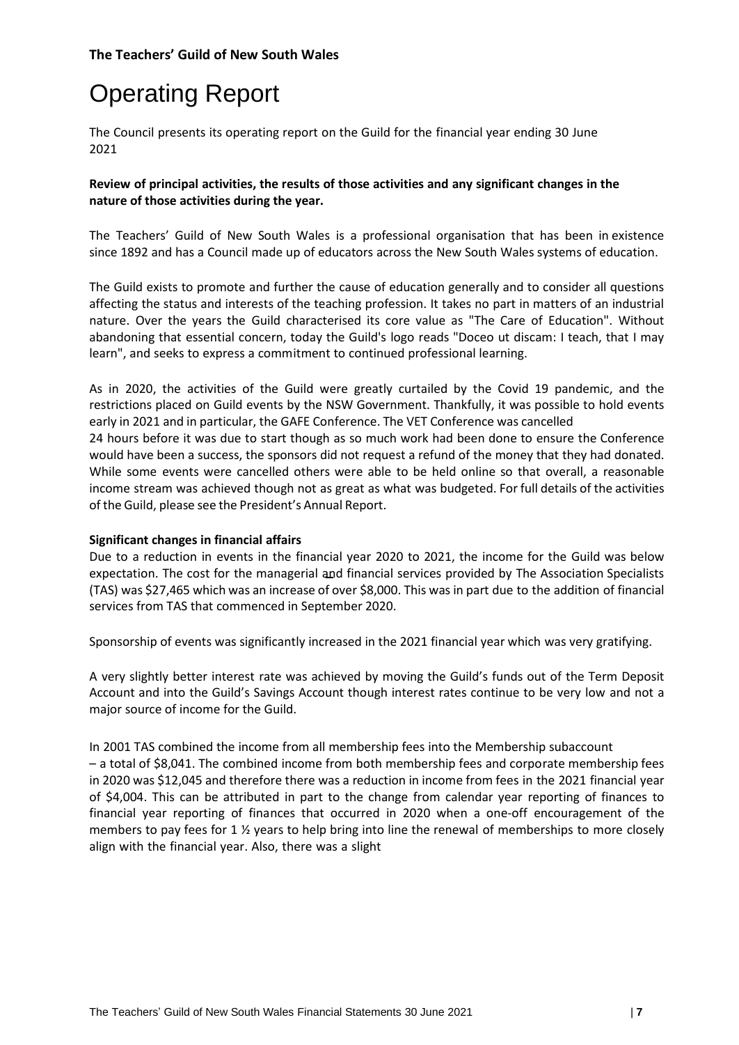**The Teachers' Guild of New South Wales**

# Operating Report

The Council presents its operating report on the Guild for the financial year ending 30 June 2021

**Review of principal activities, the results of those activities and any significant changes in the nature of those activities during the year.**

The Teachers' Guild of New South Wales is a professional organisation that has been in existence since 1892 and has a Council made up of educators across the New South Wales systems of education.

The Guild exists to promote and further the cause of education generally and to consider all questions affecting the status and interests of the teaching profession. It takes no part in matters of an industrial nature. Over the years the Guild characterised its core value as "The Care of Education". Without abandoning that essential concern, today the Guild's logo reads "Doceo ut discam: I teach, that I may learn", and seeks to express a commitment to continued professional learning.

As in 2020, the activities of the Guild were greatly curtailed by the Covid 19 pandemic, and the restrictions placed on Guild events by the NSW Government. Thankfully, it was possible to hold events early in 2021 and in particular, the GAFE Conference. The VET Conference was cancelled 24 hours before it was due to start though as so much work had been done to ensure the Conference would have been a success, the sponsors did not request a refund of the money that they had donated. While some events were cancelled others were able to be held online so that overall, a reasonable income stream was achieved though not as great as what was budgeted. For full details of the activities of the Guild, please see the President's Annual Report.

**Significant changes in financial affairs**

Due to a reduction in events in the financial year 2020 to 2021, the income for the Guild was below expectation. The cost for the managerial and financial services provided by The Association Specialists (TAS) was $27,465 which was an increase of over $8,000. This was in part due to the addition of financial services from TAS that commenced in September 2020.

Sponsorship of events was significantly increased in the 2021 financial year which was very gratifying.

A very slightly better interest rate was achieved by moving the Guild's funds out of the Term Deposit Account and into the Guild's Savings Account though interest rates continue to be very low and not a major source of income for the Guild.

In 2001 TAS combined the income from all membership fees into the Membership subaccount – a total of $8,041. The combined income from both membership fees and corporate membership fees in 2020 was $12,045 and therefore there was a reduction in income from fees in the 2021 financial year of $4,004. This can be attributed in part to the change from calendar year reporting of finances to financial year reporting of finances that occurred in 2020 when a one-off encouragement of the members to pay fees for 1 ½ years to help bring into line the renewal of memberships to more closely align with the financial year. Also, there was a slight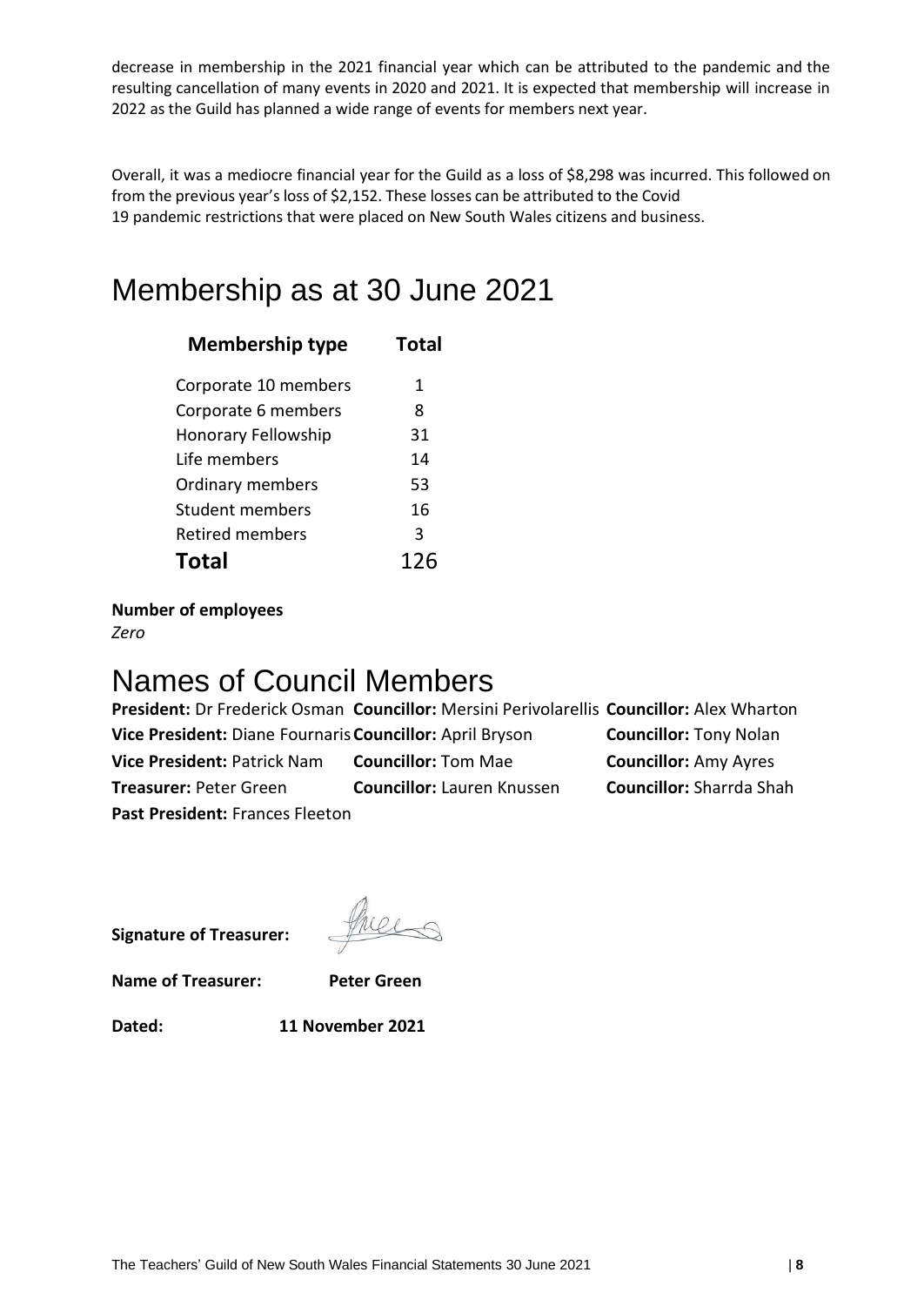decrease in membership in the 2021 financial year which can be attributed to the pandemic and the resulting cancellation of many events in 2020 and 2021. It is expected that membership will increase in 2022 as the Guild has planned a wide range of events for members next year.

Overall, it was a mediocre financial year for the Guild as a loss of $8,298 was incurred. This followed on from the previous year's loss of $2,152. These losses can be attributed to the Covid 19 pandemic restrictions that were placed on New South Wales citizens and business.

# Membership as at 30 June 2021

| Membership type | Total |
|---|---|
| Corporate 10 members | 1 |
| Corporate 6 members | 8 |
| Honorary Fellowship | 31 |
| Life members | 14 |
| Ordinary members | 53 |
| Student members | 16 |
| Retired members | 3 |
| **Total** | **126** |

**Number of employees**

*Zero*

# Names of Council Members

**President:** Dr Frederick Osman

**Vice President:** Diane Fournaris

**Vice President:** Patrick Nam

**Treasurer:** Peter Green

**Past President:** Frances Fleeton

**Councillor:** Mersini Perivolarellis

**Councillor:** April Bryson

**Councillor:** Tom Mae

**Councillor:** Lauren Knussen

**Councillor:** Alex Wharton

**Councillor:** Tony Nolan

**Councillor:** Amy Ayres

**Councillor:** Sharrda Shah

**Signature of Treasurer:**

**Name of Treasurer:** **Peter Green**

**Dated:** **11 November 2021**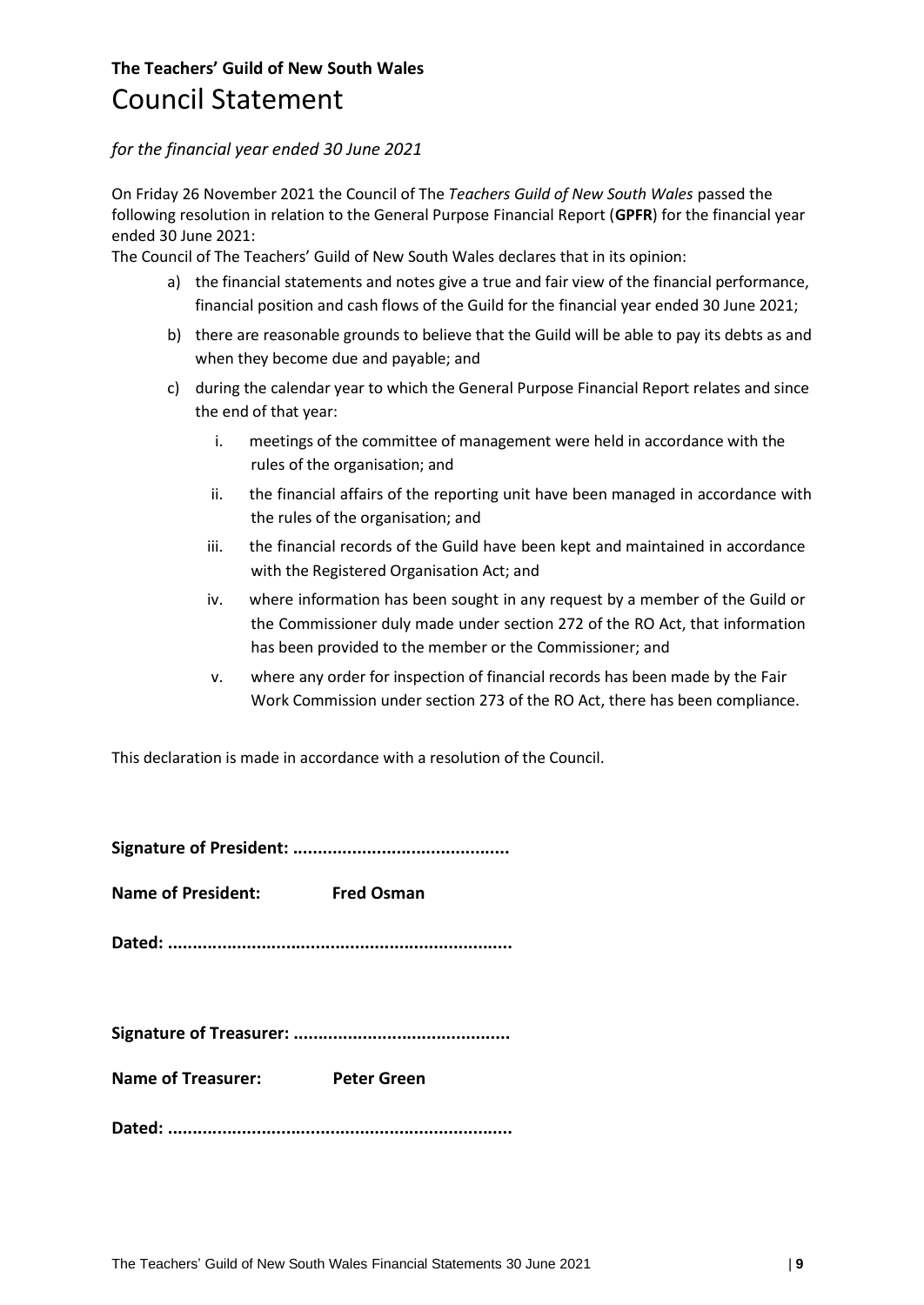**The Teachers' Guild of New South Wales**

# Council Statement

*for the financial year ended 30 June 2021*

On Friday 26 November 2021 the Council of The *Teachers Guild of New South Wales* passed the following resolution in relation to the General Purpose Financial Report (**GPFR**) for the financial year ended 30 June 2021:

The Council of The Teachers' Guild of New South Wales declares that in its opinion:

a) the financial statements and notes give a true and fair view of the financial performance, financial position and cash flows of the Guild for the financial year ended 30 June 2021;

b) there are reasonable grounds to believe that the Guild will be able to pay its debts as and when they become due and payable; and

c) during the calendar year to which the General Purpose Financial Report relates and since the end of that year:

   i. meetings of the committee of management were held in accordance with the rules of the organisation; and

   ii. the financial affairs of the reporting unit have been managed in accordance with the rules of the organisation; and

   iii. the financial records of the Guild have been kept and maintained in accordance with the Registered Organisation Act; and

   iv. where information has been sought in any request by a member of the Guild or the Commissioner duly made under section 272 of the RO Act, that information has been provided to the member or the Commissioner; and

   v. where any order for inspection of financial records has been made by the Fair Work Commission under section 273 of the RO Act, there has been compliance.

This declaration is made in accordance with a resolution of the Council.

**Signature of President: ............................................**

**Name of President:** **Fred Osman**

**Dated: ......................................................................**

**Signature of Treasurer: ............................................**

**Name of Treasurer:** **Peter Green**

**Dated: ......................................................................**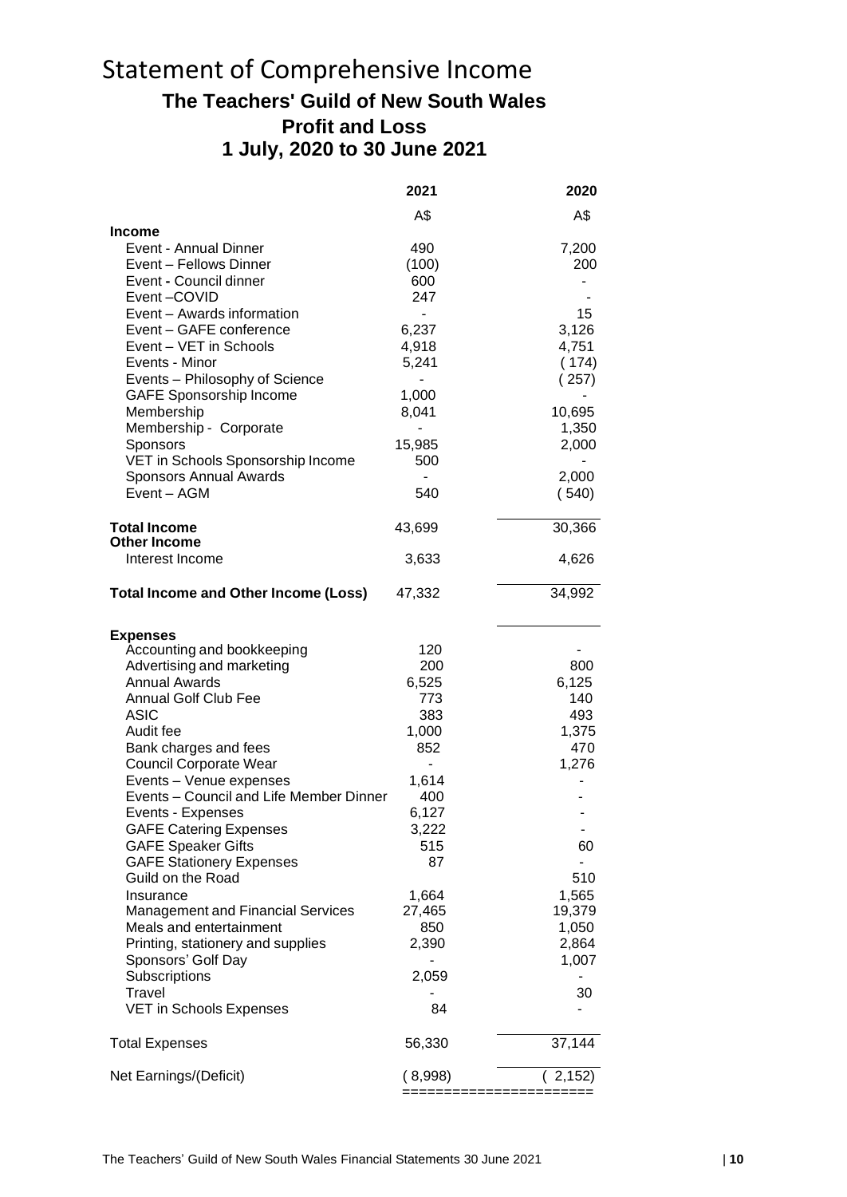# Statement of Comprehensive Income

## The Teachers' Guild of New South Wales
## Profit and Loss
## 1 July, 2020 to 30 June 2021

| | 2021 | 2020 |
|---|---|---|
| | A$ | A$ |
| **Income** | | |
| Event - Annual Dinner | 490 | 7,200 |
| Event – Fellows Dinner | (100) | 200 |
| Event - Council dinner | 600 | - |
| Event –COVID | 247 | - |
| Event – Awards information | - | 15 |
| Event – GAFE conference | 6,237 | 3,126 |
| Event – VET in Schools | 4,918 | 4,751 |
| Events - Minor | 5,241 | ( 174) |
| Events – Philosophy of Science | - | ( 257) |
| GAFE Sponsorship Income | 1,000 | - |
| Membership | 8,041 | 10,695 |
| Membership - Corporate | - | 1,350 |
| Sponsors | 15,985 | 2,000 |
| VET in Schools Sponsorship Income | 500 | - |
| Sponsors Annual Awards | - | 2,000 |
| Event – AGM | 540 | ( 540) |
| **Total Income** | 43,699 | 30,366 |
| **Other Income** | | |
| Interest Income | 3,633 | 4,626 |
| **Total Income and Other Income (Loss)** | 47,332 | 34,992 |
| **Expenses** | | |
| Accounting and bookkeeping | 120 | - |
| Advertising and marketing | 200 | 800 |
| Annual Awards | 6,525 | 6,125 |
| Annual Golf Club Fee | 773 | 140 |
| ASIC | 383 | 493 |
| Audit fee | 1,000 | 1,375 |
| Bank charges and fees | 852 | 470 |
| Council Corporate Wear | - | 1,276 |
| Events – Venue expenses | 1,614 | - |
| Events – Council and Life Member Dinner | 400 | - |
| Events - Expenses | 6,127 | - |
| GAFE Catering Expenses | 3,222 | - |
| GAFE Speaker Gifts | 515 | 60 |
| GAFE Stationery Expenses | 87 | - |
| Guild on the Road | | 510 |
| Insurance | 1,664 | 1,565 |
| Management and Financial Services | 27,465 | 19,379 |
| Meals and entertainment | 850 | 1,050 |
| Printing, stationery and supplies | 2,390 | 2,864 |
| Sponsors' Golf Day | - | 1,007 |
| Subscriptions | 2,059 | - |
| Travel | - | 30 |
| VET in Schools Expenses | 84 | - |
| Total Expenses | 56,330 | 37,144 |
| Net Earnings/(Deficit) | ( 8,998) | ( 2,152) |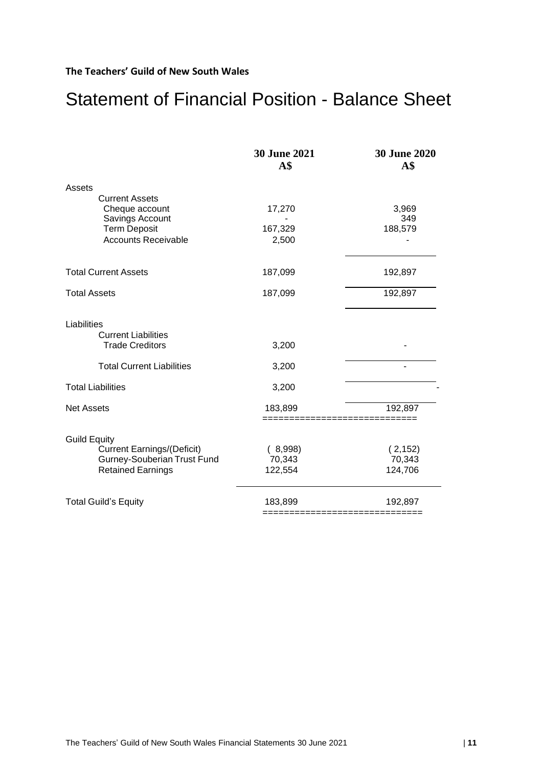**The Teachers' Guild of New South Wales**

# Statement of Financial Position - Balance Sheet

| | 30 June 2021 A$ | 30 June 2020 A$ |
|---|---|---|
| Assets | | |
| Current Assets | | |
| Cheque account | 17,270 | 3,969 |
| Savings Account | - | 349 |
| Term Deposit | 167,329 | 188,579 |
| Accounts Receivable | 2,500 | - |
| Total Current Assets | 187,099 | 192,897 |
| Total Assets | 187,099 | 192,897 |
| Liabilities | | |
| Current Liabilities | | |
| Trade Creditors | 3,200 | - |
| Total Current Liabilities | 3,200 | - |
| Total Liabilities | 3,200 | - |
| Net Assets | 183,899 | 192,897 |
| Guild Equity | | |
| Current Earnings/(Deficit) | ( 8,998) | ( 2,152) |
| Gurney-Souberian Trust Fund | 70,343 | 70,343 |
| Retained Earnings | 122,554 | 124,706 |
| Total Guild's Equity | 183,899 | 192,897 |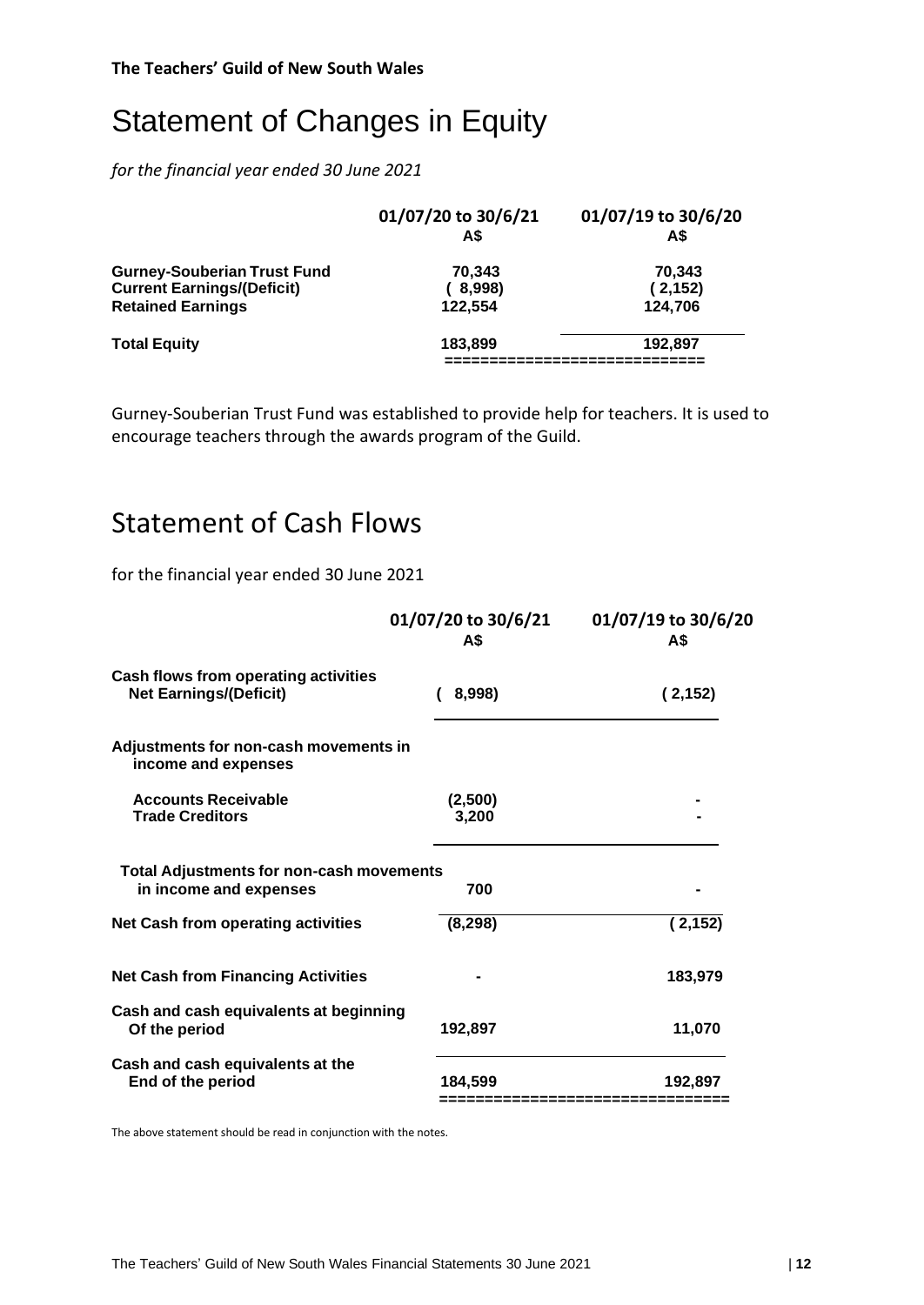**The Teachers' Guild of New South Wales**

# Statement of Changes in Equity

*for the financial year ended 30 June 2021*

| | 01/07/20 to 30/6/21 A$ | 01/07/19 to 30/6/20 A$ |
|---|---|---|
| **Gurney-Souberian Trust Fund** | 70,343 | 70,343 |
| **Current Earnings/(Deficit)** | ( 8,998) | ( 2,152) |
| **Retained Earnings** | 122,554 | 124,706 |
| **Total Equity** | 183,899 | 192,897 |

Gurney-Souberian Trust Fund was established to provide help for teachers. It is used to encourage teachers through the awards program of the Guild.

# Statement of Cash Flows

for the financial year ended 30 June 2021

| | 01/07/20 to 30/6/21 A$ | 01/07/19 to 30/6/20 A$ |
|---|---|---|
| **Cash flows from operating activities** | | |
| **Net Earnings/(Deficit)** | ( 8,998) | ( 2,152) |
| **Adjustments for non-cash movements in income and expenses** | | |
| **Accounts Receivable** | (2,500) | - |
| **Trade Creditors** | 3,200 | - |
| **Total Adjustments for non-cash movements in income and expenses** | 700 | - |
| **Net Cash from operating activities** | (8,298) | ( 2,152) |
| **Net Cash from Financing Activities** | - | 183,979 |
| **Cash and cash equivalents at beginning Of the period** | 192,897 | 11,070 |
| **Cash and cash equivalents at the End of the period** | 184,599 | 192,897 |

The above statement should be read in conjunction with the notes.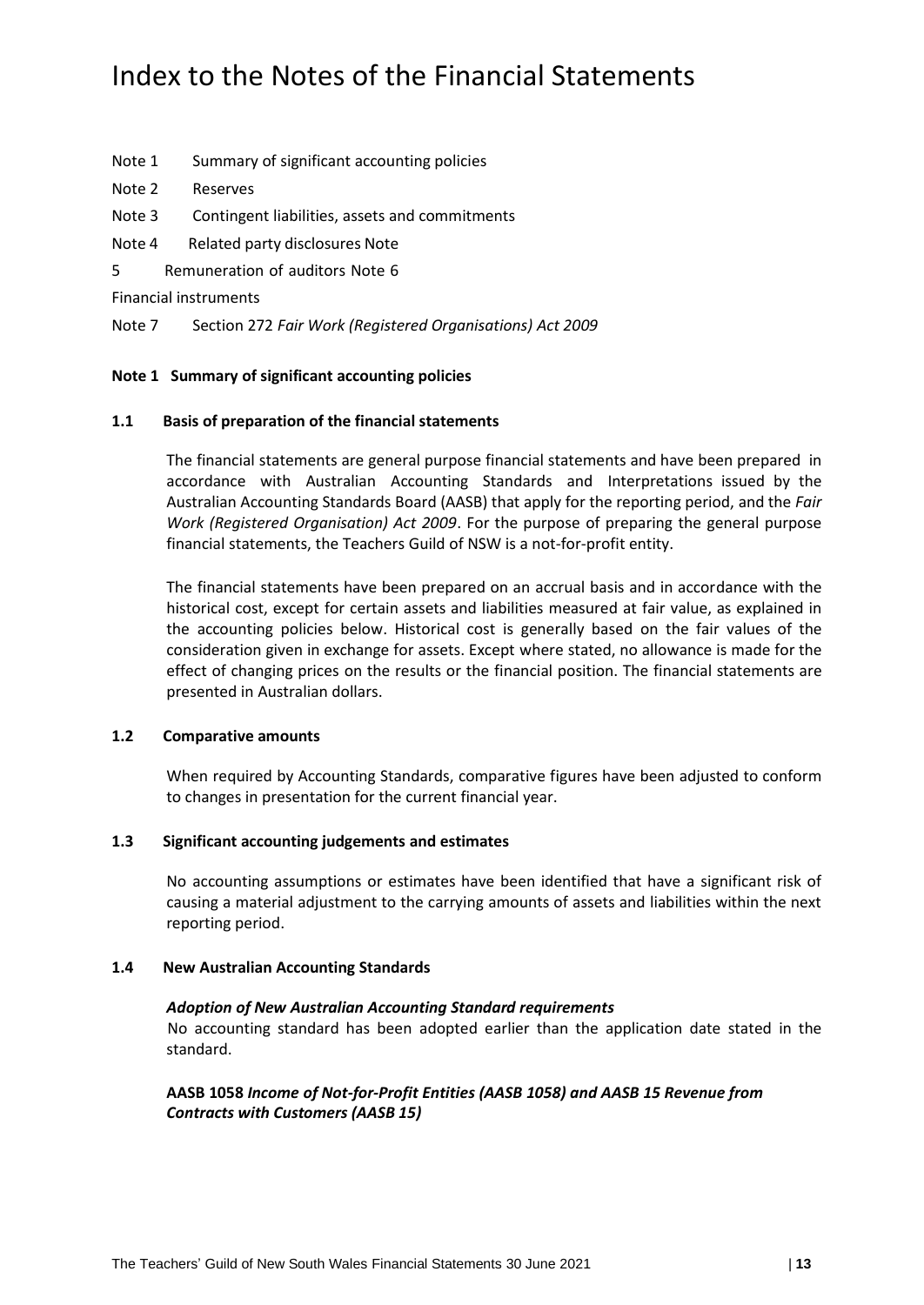# Index to the Notes of the Financial Statements

Note 1 Summary of significant accounting policies

Note 2 Reserves

Note 3 Contingent liabilities, assets and commitments

Note 4 Related party disclosures Note

5 Remuneration of auditors Note 6

Financial instruments

Note 7 Section 272 *Fair Work (Registered Organisations) Act 2009*

**Note 1 Summary of significant accounting policies**

**1.1 Basis of preparation of the financial statements**

The financial statements are general purpose financial statements and have been prepared in accordance with Australian Accounting Standards and Interpretations issued by the Australian Accounting Standards Board (AASB) that apply for the reporting period, and the *Fair Work (Registered Organisation) Act 2009*. For the purpose of preparing the general purpose financial statements, the Teachers Guild of NSW is a not-for-profit entity.

The financial statements have been prepared on an accrual basis and in accordance with the historical cost, except for certain assets and liabilities measured at fair value, as explained in the accounting policies below. Historical cost is generally based on the fair values of the consideration given in exchange for assets. Except where stated, no allowance is made for the effect of changing prices on the results or the financial position. The financial statements are presented in Australian dollars.

**1.2 Comparative amounts**

When required by Accounting Standards, comparative figures have been adjusted to conform to changes in presentation for the current financial year.

**1.3 Significant accounting judgements and estimates**

No accounting assumptions or estimates have been identified that have a significant risk of causing a material adjustment to the carrying amounts of assets and liabilities within the next reporting period.

**1.4 New Australian Accounting Standards**

***Adoption of New Australian Accounting Standard requirements***

No accounting standard has been adopted earlier than the application date stated in the standard.

**AASB 1058 *Income of Not-for-Profit Entities (AASB 1058) and AASB 15 Revenue from Contracts with Customers (AASB 15)***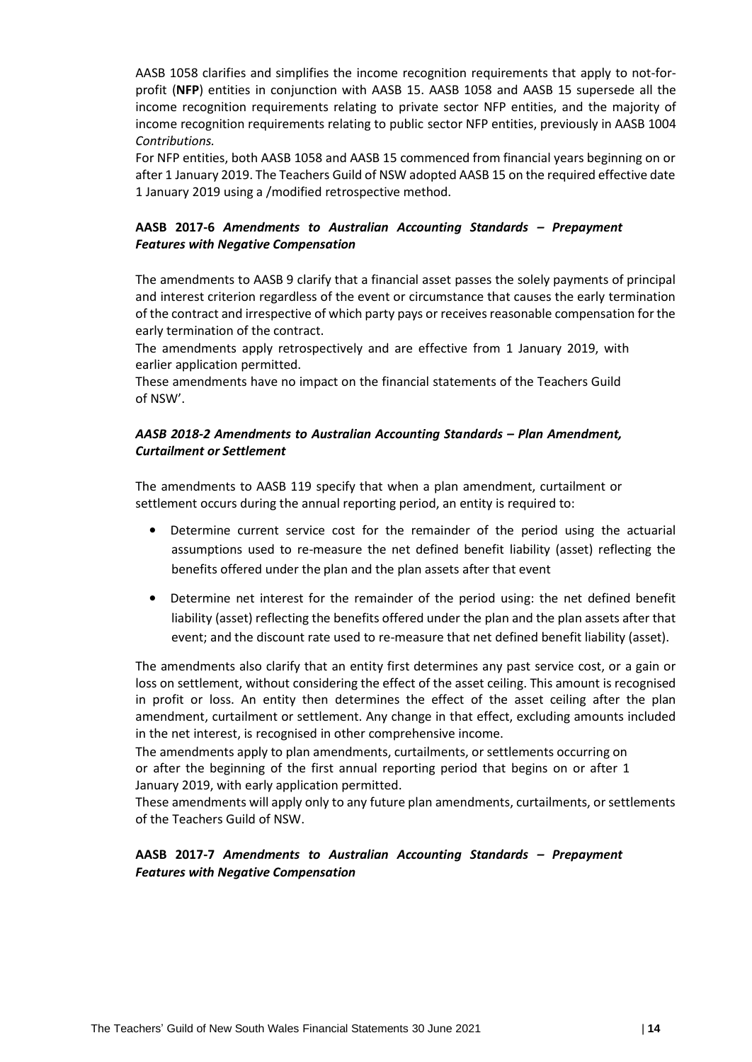AASB 1058 clarifies and simplifies the income recognition requirements that apply to not-for-profit (**NFP**) entities in conjunction with AASB 15. AASB 1058 and AASB 15 supersede all the income recognition requirements relating to private sector NFP entities, and the majority of income recognition requirements relating to public sector NFP entities, previously in AASB 1004 *Contributions.*

For NFP entities, both AASB 1058 and AASB 15 commenced from financial years beginning on or after 1 January 2019. The Teachers Guild of NSW adopted AASB 15 on the required effective date 1 January 2019 using a /modified retrospective method.

**AASB 2017-6** ***Amendments to Australian Accounting Standards – Prepayment Features with Negative Compensation***

The amendments to AASB 9 clarify that a financial asset passes the solely payments of principal and interest criterion regardless of the event or circumstance that causes the early termination of the contract and irrespective of which party pays or receives reasonable compensation for the early termination of the contract.

The amendments apply retrospectively and are effective from 1 January 2019, with earlier application permitted.

These amendments have no impact on the financial statements of the Teachers Guild of NSW'.

***AASB 2018-2 Amendments to Australian Accounting Standards – Plan Amendment, Curtailment or Settlement***

The amendments to AASB 119 specify that when a plan amendment, curtailment or settlement occurs during the annual reporting period, an entity is required to:

- Determine current service cost for the remainder of the period using the actuarial assumptions used to re-measure the net defined benefit liability (asset) reflecting the benefits offered under the plan and the plan assets after that event
- Determine net interest for the remainder of the period using: the net defined benefit liability (asset) reflecting the benefits offered under the plan and the plan assets after that event; and the discount rate used to re-measure that net defined benefit liability (asset).

The amendments also clarify that an entity first determines any past service cost, or a gain or loss on settlement, without considering the effect of the asset ceiling. This amount is recognised in profit or loss. An entity then determines the effect of the asset ceiling after the plan amendment, curtailment or settlement. Any change in that effect, excluding amounts included in the net interest, is recognised in other comprehensive income.

The amendments apply to plan amendments, curtailments, or settlements occurring on or after the beginning of the first annual reporting period that begins on or after 1 January 2019, with early application permitted.

These amendments will apply only to any future plan amendments, curtailments, or settlements of the Teachers Guild of NSW.

**AASB 2017-7** ***Amendments to Australian Accounting Standards – Prepayment Features with Negative Compensation***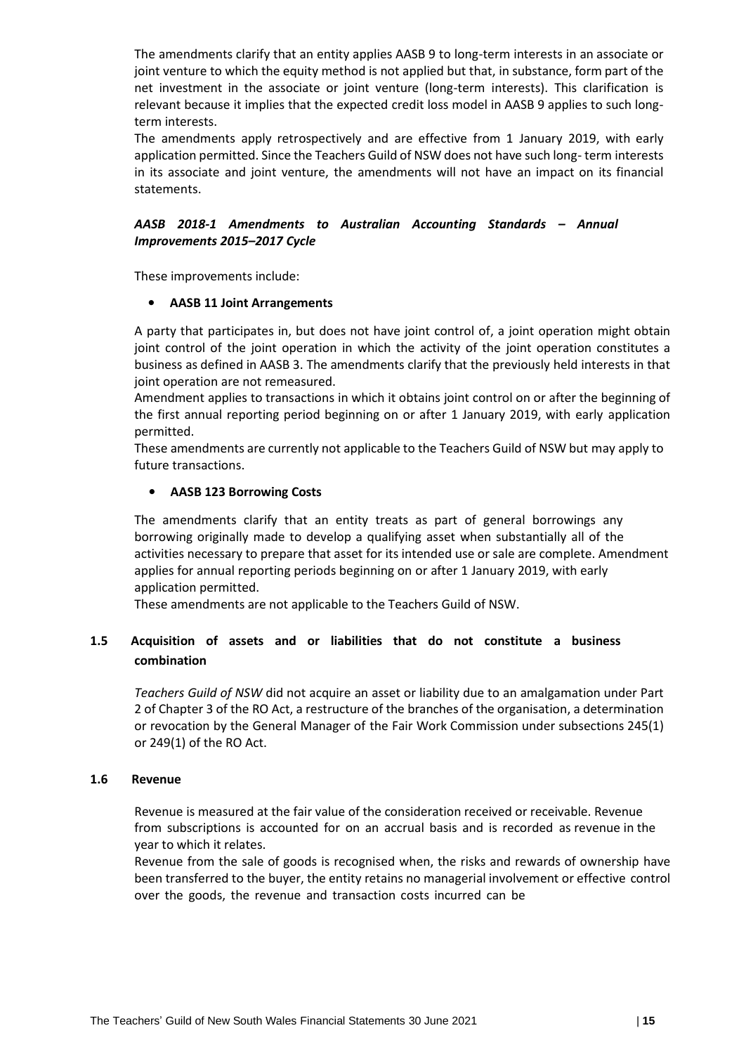The amendments clarify that an entity applies AASB 9 to long-term interests in an associate or joint venture to which the equity method is not applied but that, in substance, form part of the net investment in the associate or joint venture (long-term interests). This clarification is relevant because it implies that the expected credit loss model in AASB 9 applies to such long-term interests.

The amendments apply retrospectively and are effective from 1 January 2019, with early application permitted. Since the Teachers Guild of NSW does not have such long- term interests in its associate and joint venture, the amendments will not have an impact on its financial statements.

***AASB 2018-1 Amendments to Australian Accounting Standards – Annual Improvements 2015–2017 Cycle***

These improvements include:

- **AASB 11 Joint Arrangements**

A party that participates in, but does not have joint control of, a joint operation might obtain joint control of the joint operation in which the activity of the joint operation constitutes a business as defined in AASB 3. The amendments clarify that the previously held interests in that joint operation are not remeasured.

Amendment applies to transactions in which it obtains joint control on or after the beginning of the first annual reporting period beginning on or after 1 January 2019, with early application permitted.

These amendments are currently not applicable to the Teachers Guild of NSW but may apply to future transactions.

- **AASB 123 Borrowing Costs**

The amendments clarify that an entity treats as part of general borrowings any borrowing originally made to develop a qualifying asset when substantially all of the activities necessary to prepare that asset for its intended use or sale are complete. Amendment applies for annual reporting periods beginning on or after 1 January 2019, with early application permitted.

These amendments are not applicable to the Teachers Guild of NSW.

### 1.5 Acquisition of assets and or liabilities that do not constitute a business combination

*Teachers Guild of NSW* did not acquire an asset or liability due to an amalgamation under Part 2 of Chapter 3 of the RO Act, a restructure of the branches of the organisation, a determination or revocation by the General Manager of the Fair Work Commission under subsections 245(1) or 249(1) of the RO Act.

### 1.6 Revenue

Revenue is measured at the fair value of the consideration received or receivable. Revenue from subscriptions is accounted for on an accrual basis and is recorded as revenue in the year to which it relates.

Revenue from the sale of goods is recognised when, the risks and rewards of ownership have been transferred to the buyer, the entity retains no managerial involvement or effective control over the goods, the revenue and transaction costs incurred can be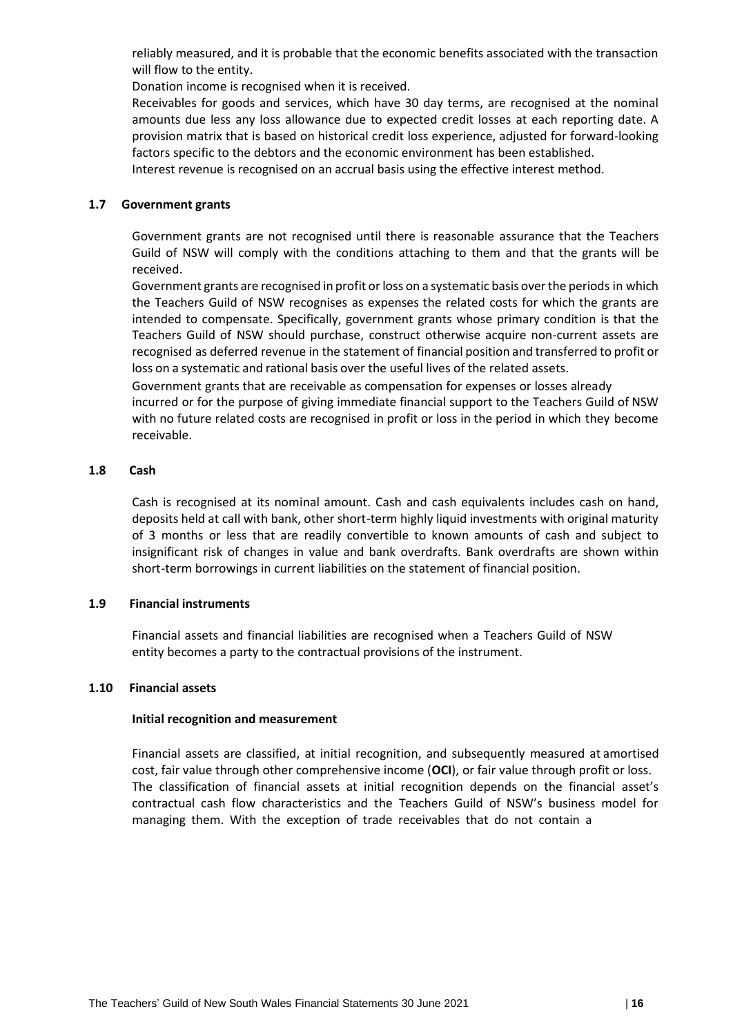reliably measured, and it is probable that the economic benefits associated with the transaction will flow to the entity.

Donation income is recognised when it is received.

Receivables for goods and services, which have 30 day terms, are recognised at the nominal amounts due less any loss allowance due to expected credit losses at each reporting date. A provision matrix that is based on historical credit loss experience, adjusted for forward-looking factors specific to the debtors and the economic environment has been established.

Interest revenue is recognised on an accrual basis using the effective interest method.

### 1.7 Government grants

Government grants are not recognised until there is reasonable assurance that the Teachers Guild of NSW will comply with the conditions attaching to them and that the grants will be received.

Government grants are recognised in profit or loss on a systematic basis over the periods in which the Teachers Guild of NSW recognises as expenses the related costs for which the grants are intended to compensate. Specifically, government grants whose primary condition is that the Teachers Guild of NSW should purchase, construct otherwise acquire non-current assets are recognised as deferred revenue in the statement of financial position and transferred to profit or loss on a systematic and rational basis over the useful lives of the related assets.

Government grants that are receivable as compensation for expenses or losses already incurred or for the purpose of giving immediate financial support to the Teachers Guild of NSW with no future related costs are recognised in profit or loss in the period in which they become receivable.

### 1.8 Cash

Cash is recognised at its nominal amount. Cash and cash equivalents includes cash on hand, deposits held at call with bank, other short-term highly liquid investments with original maturity of 3 months or less that are readily convertible to known amounts of cash and subject to insignificant risk of changes in value and bank overdrafts. Bank overdrafts are shown within short-term borrowings in current liabilities on the statement of financial position.

### 1.9 Financial instruments

Financial assets and financial liabilities are recognised when a Teachers Guild of NSW entity becomes a party to the contractual provisions of the instrument.

### 1.10 Financial assets

**Initial recognition and measurement**

Financial assets are classified, at initial recognition, and subsequently measured at amortised cost, fair value through other comprehensive income (**OCI**), or fair value through profit or loss. The classification of financial assets at initial recognition depends on the financial asset's contractual cash flow characteristics and the Teachers Guild of NSW's business model for managing them. With the exception of trade receivables that do not contain a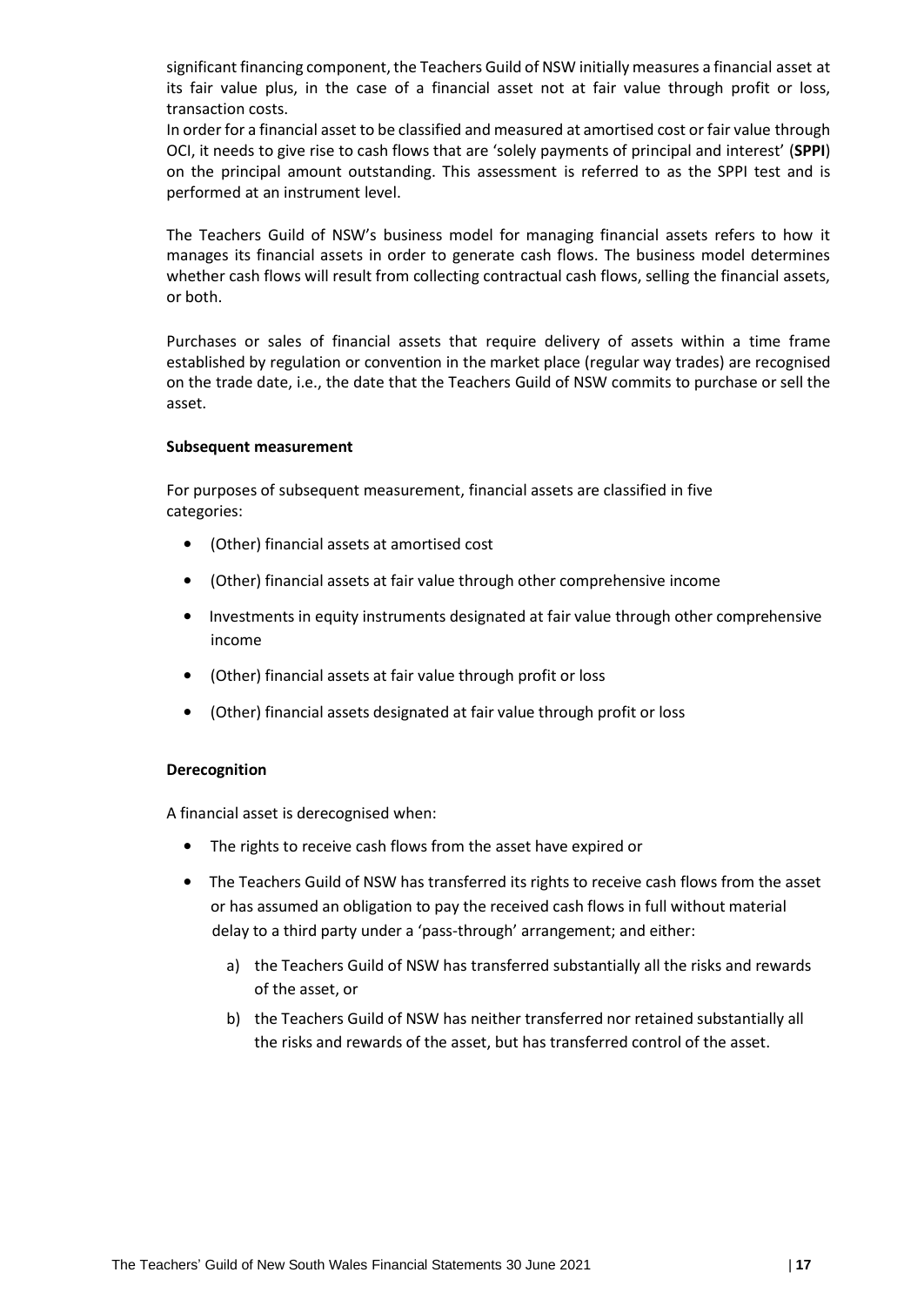significant financing component, the Teachers Guild of NSW initially measures a financial asset at its fair value plus, in the case of a financial asset not at fair value through profit or loss, transaction costs.
In order for a financial asset to be classified and measured at amortised cost or fair value through OCI, it needs to give rise to cash flows that are 'solely payments of principal and interest' (**SPPI**) on the principal amount outstanding. This assessment is referred to as the SPPI test and is performed at an instrument level.

The Teachers Guild of NSW's business model for managing financial assets refers to how it manages its financial assets in order to generate cash flows. The business model determines whether cash flows will result from collecting contractual cash flows, selling the financial assets, or both.

Purchases or sales of financial assets that require delivery of assets within a time frame established by regulation or convention in the market place (regular way trades) are recognised on the trade date, i.e., the date that the Teachers Guild of NSW commits to purchase or sell the asset.

**Subsequent measurement**

For purposes of subsequent measurement, financial assets are classified in five categories:

- (Other) financial assets at amortised cost
- (Other) financial assets at fair value through other comprehensive income
- Investments in equity instruments designated at fair value through other comprehensive income
- (Other) financial assets at fair value through profit or loss
- (Other) financial assets designated at fair value through profit or loss

**Derecognition**

A financial asset is derecognised when:

- The rights to receive cash flows from the asset have expired or
- The Teachers Guild of NSW has transferred its rights to receive cash flows from the asset or has assumed an obligation to pay the received cash flows in full without material delay to a third party under a 'pass-through' arrangement; and either:
    a) the Teachers Guild of NSW has transferred substantially all the risks and rewards of the asset, or
    b) the Teachers Guild of NSW has neither transferred nor retained substantially all the risks and rewards of the asset, but has transferred control of the asset.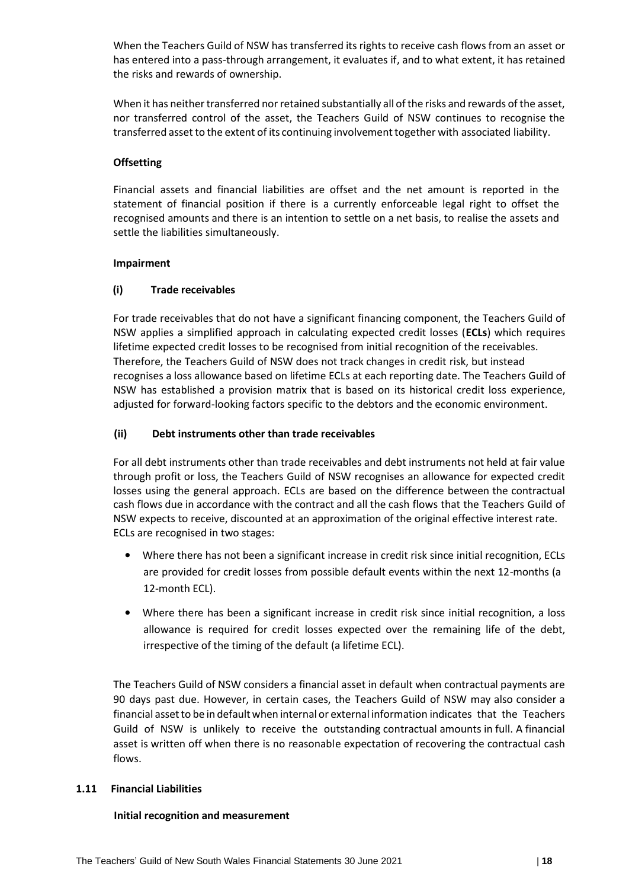When the Teachers Guild of NSW has transferred its rights to receive cash flows from an asset or has entered into a pass-through arrangement, it evaluates if, and to what extent, it has retained the risks and rewards of ownership.

When it has neither transferred nor retained substantially all of the risks and rewards of the asset, nor transferred control of the asset, the Teachers Guild of NSW continues to recognise the transferred asset to the extent of its continuing involvement together with associated liability.

**Offsetting**

Financial assets and financial liabilities are offset and the net amount is reported in the statement of financial position if there is a currently enforceable legal right to offset the recognised amounts and there is an intention to settle on a net basis, to realise the assets and settle the liabilities simultaneously.

**Impairment**

**(i) Trade receivables**

For trade receivables that do not have a significant financing component, the Teachers Guild of NSW applies a simplified approach in calculating expected credit losses (**ECLs**) which requires lifetime expected credit losses to be recognised from initial recognition of the receivables. Therefore, the Teachers Guild of NSW does not track changes in credit risk, but instead recognises a loss allowance based on lifetime ECLs at each reporting date. The Teachers Guild of NSW has established a provision matrix that is based on its historical credit loss experience, adjusted for forward-looking factors specific to the debtors and the economic environment.

**(ii) Debt instruments other than trade receivables**

For all debt instruments other than trade receivables and debt instruments not held at fair value through profit or loss, the Teachers Guild of NSW recognises an allowance for expected credit losses using the general approach. ECLs are based on the difference between the contractual cash flows due in accordance with the contract and all the cash flows that the Teachers Guild of NSW expects to receive, discounted at an approximation of the original effective interest rate. ECLs are recognised in two stages:

- Where there has not been a significant increase in credit risk since initial recognition, ECLs are provided for credit losses from possible default events within the next 12-months (a 12-month ECL).
- Where there has been a significant increase in credit risk since initial recognition, a loss allowance is required for credit losses expected over the remaining life of the debt, irrespective of the timing of the default (a lifetime ECL).

The Teachers Guild of NSW considers a financial asset in default when contractual payments are 90 days past due. However, in certain cases, the Teachers Guild of NSW may also consider a financial asset to be in default when internal or external information indicates that the Teachers Guild of NSW is unlikely to receive the outstanding contractual amounts in full. A financial asset is written off when there is no reasonable expectation of recovering the contractual cash flows.

## 1.11 Financial Liabilities

**Initial recognition and measurement**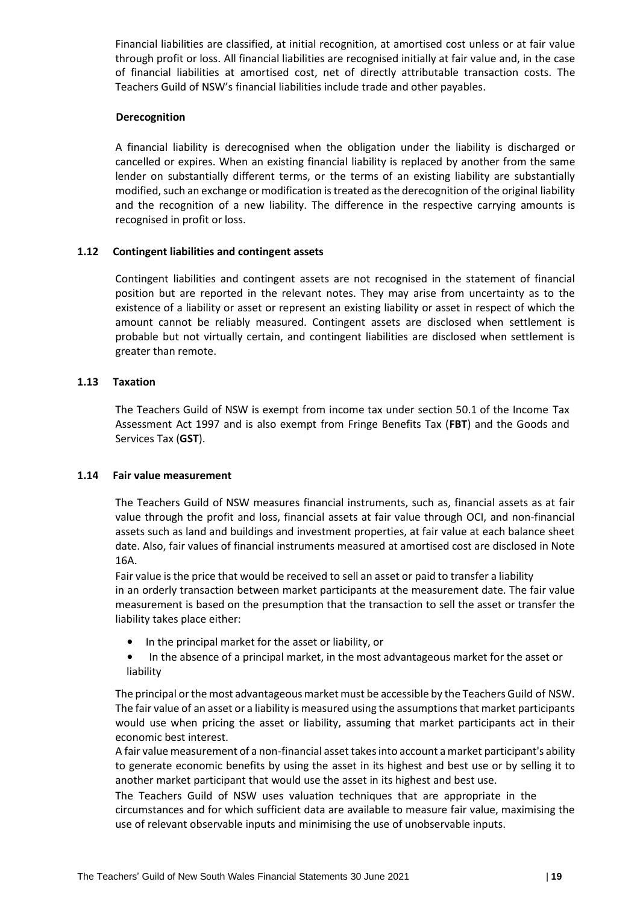Financial liabilities are classified, at initial recognition, at amortised cost unless or at fair value through profit or loss. All financial liabilities are recognised initially at fair value and, in the case of financial liabilities at amortised cost, net of directly attributable transaction costs. The Teachers Guild of NSW's financial liabilities include trade and other payables.

**Derecognition**

A financial liability is derecognised when the obligation under the liability is discharged or cancelled or expires. When an existing financial liability is replaced by another from the same lender on substantially different terms, or the terms of an existing liability are substantially modified, such an exchange or modification is treated as the derecognition of the original liability and the recognition of a new liability. The difference in the respective carrying amounts is recognised in profit or loss.

### 1.12 Contingent liabilities and contingent assets

Contingent liabilities and contingent assets are not recognised in the statement of financial position but are reported in the relevant notes. They may arise from uncertainty as to the existence of a liability or asset or represent an existing liability or asset in respect of which the amount cannot be reliably measured. Contingent assets are disclosed when settlement is probable but not virtually certain, and contingent liabilities are disclosed when settlement is greater than remote.

### 1.13 Taxation

The Teachers Guild of NSW is exempt from income tax under section 50.1 of the Income Tax Assessment Act 1997 and is also exempt from Fringe Benefits Tax (**FBT**) and the Goods and Services Tax (**GST**).

### 1.14 Fair value measurement

The Teachers Guild of NSW measures financial instruments, such as, financial assets as at fair value through the profit and loss, financial assets at fair value through OCI, and non-financial assets such as land and buildings and investment properties, at fair value at each balance sheet date. Also, fair values of financial instruments measured at amortised cost are disclosed in Note 16A.

Fair value is the price that would be received to sell an asset or paid to transfer a liability in an orderly transaction between market participants at the measurement date. The fair value measurement is based on the presumption that the transaction to sell the asset or transfer the liability takes place either:

- In the principal market for the asset or liability, or
- In the absence of a principal market, in the most advantageous market for the asset or liability

The principal or the most advantageous market must be accessible by the Teachers Guild of NSW. The fair value of an asset or a liability is measured using the assumptions that market participants would use when pricing the asset or liability, assuming that market participants act in their economic best interest.

A fair value measurement of a non-financial asset takes into account a market participant's ability to generate economic benefits by using the asset in its highest and best use or by selling it to another market participant that would use the asset in its highest and best use.

The Teachers Guild of NSW uses valuation techniques that are appropriate in the circumstances and for which sufficient data are available to measure fair value, maximising the use of relevant observable inputs and minimising the use of unobservable inputs.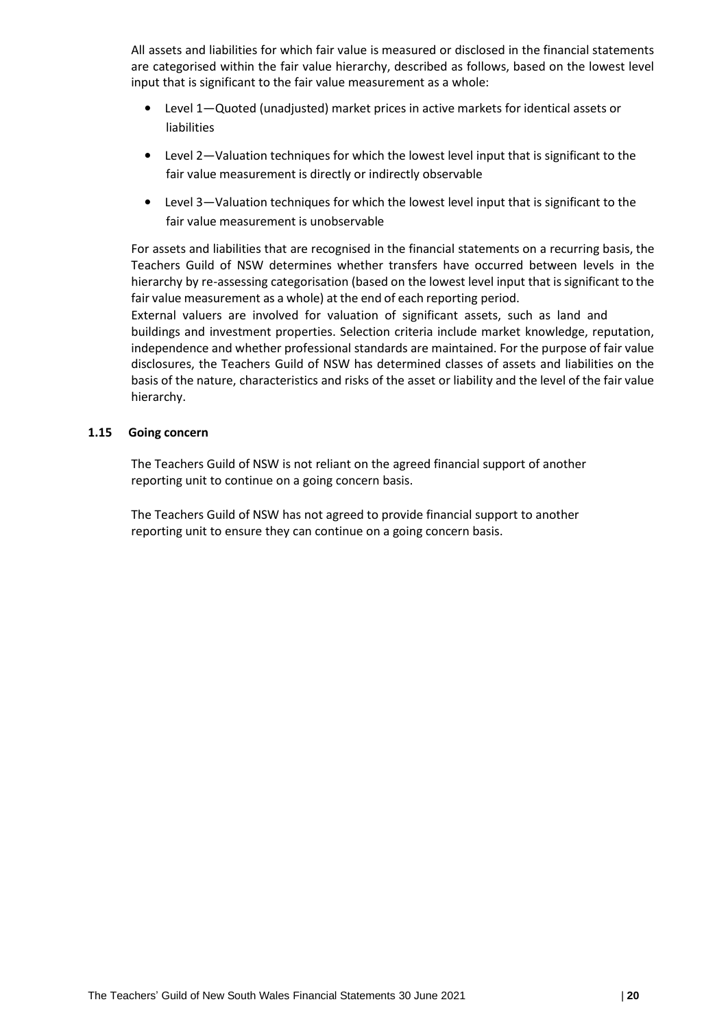All assets and liabilities for which fair value is measured or disclosed in the financial statements are categorised within the fair value hierarchy, described as follows, based on the lowest level input that is significant to the fair value measurement as a whole:

- Level 1—Quoted (unadjusted) market prices in active markets for identical assets or liabilities
- Level 2—Valuation techniques for which the lowest level input that is significant to the fair value measurement is directly or indirectly observable
- Level 3—Valuation techniques for which the lowest level input that is significant to the fair value measurement is unobservable

For assets and liabilities that are recognised in the financial statements on a recurring basis, the Teachers Guild of NSW determines whether transfers have occurred between levels in the hierarchy by re-assessing categorisation (based on the lowest level input that is significant to the fair value measurement as a whole) at the end of each reporting period.
External valuers are involved for valuation of significant assets, such as land and buildings and investment properties. Selection criteria include market knowledge, reputation, independence and whether professional standards are maintained. For the purpose of fair value disclosures, the Teachers Guild of NSW has determined classes of assets and liabilities on the basis of the nature, characteristics and risks of the asset or liability and the level of the fair value hierarchy.

**1.15 Going concern**

The Teachers Guild of NSW is not reliant on the agreed financial support of another reporting unit to continue on a going concern basis.

The Teachers Guild of NSW has not agreed to provide financial support to another reporting unit to ensure they can continue on a going concern basis.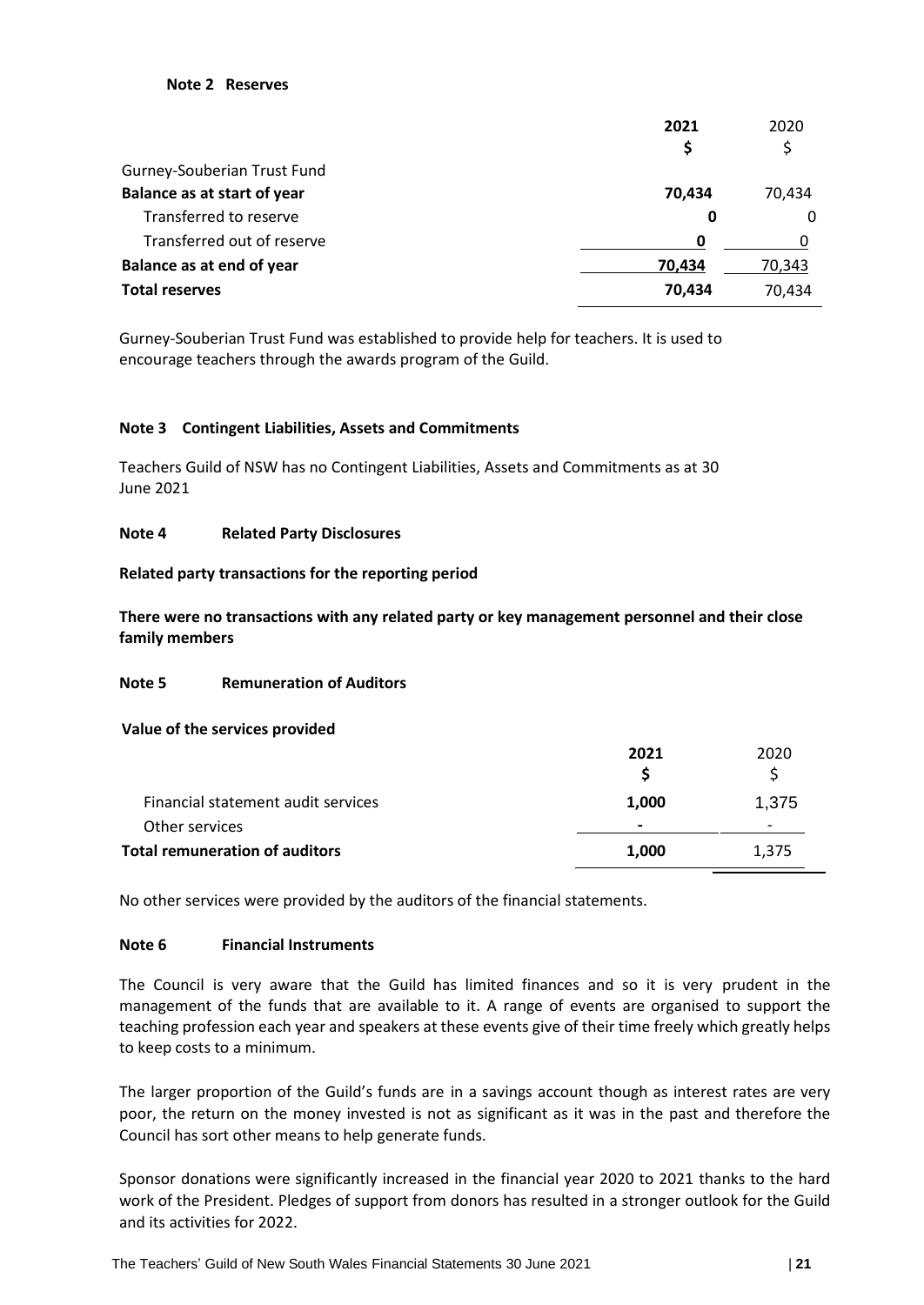**Note 2 Reserves**

| | 2021 | 2020 |
|---|---|---|
| | **$** | $ |
| Gurney-Souberian Trust Fund | | |
| **Balance as at start of year** | **70,434** | 70,434 |
| Transferred to reserve | **0** | 0 |
| Transferred out of reserve | **0** | 0 |
| **Balance as at end of year** | **70,434** | 70,343 |
| **Total reserves** | **70,434** | 70,434 |

Gurney-Souberian Trust Fund was established to provide help for teachers. It is used to encourage teachers through the awards program of the Guild.

**Note 3 Contingent Liabilities, Assets and Commitments**

Teachers Guild of NSW has no Contingent Liabilities, Assets and Commitments as at 30 June 2021

**Note 4 Related Party Disclosures**

**Related party transactions for the reporting period**

**There were no transactions with any related party or key management personnel and their close family members**

**Note 5 Remuneration of Auditors**

**Value of the services provided**

| | 2021 | 2020 |
|---|---|---|
| | **$** | $ |
| Financial statement audit services | **1,000** | 1,375 |
| Other services | **-** | - |
| **Total remuneration of auditors** | **1,000** | 1,375 |

No other services were provided by the auditors of the financial statements.

**Note 6 Financial Instruments**

The Council is very aware that the Guild has limited finances and so it is very prudent in the management of the funds that are available to it. A range of events are organised to support the teaching profession each year and speakers at these events give of their time freely which greatly helps to keep costs to a minimum.

The larger proportion of the Guild's funds are in a savings account though as interest rates are very poor, the return on the money invested is not as significant as it was in the past and therefore the Council has sort other means to help generate funds.

Sponsor donations were significantly increased in the financial year 2020 to 2021 thanks to the hard work of the President. Pledges of support from donors has resulted in a stronger outlook for the Guild and its activities for 2022.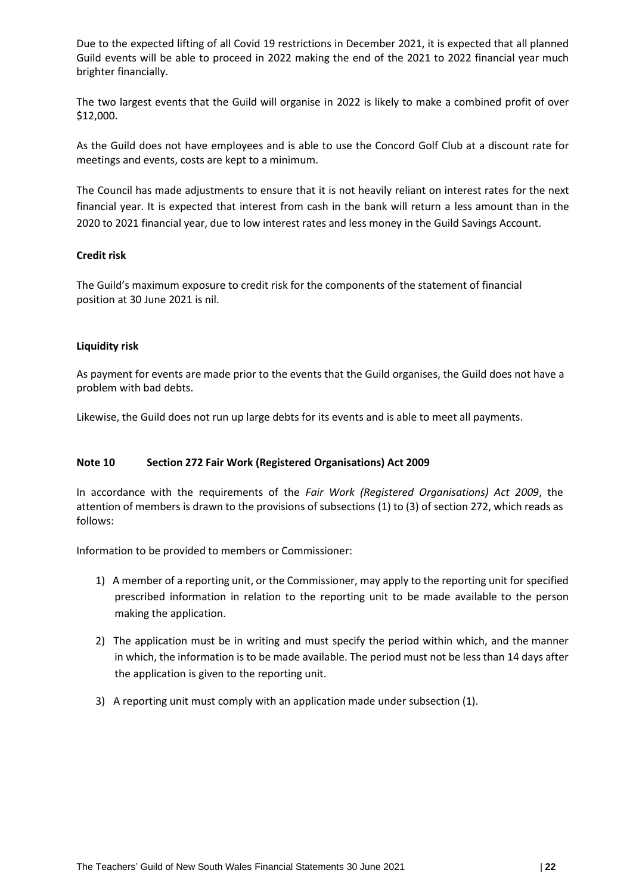Due to the expected lifting of all Covid 19 restrictions in December 2021, it is expected that all planned Guild events will be able to proceed in 2022 making the end of the 2021 to 2022 financial year much brighter financially.

The two largest events that the Guild will organise in 2022 is likely to make a combined profit of over $12,000.

As the Guild does not have employees and is able to use the Concord Golf Club at a discount rate for meetings and events, costs are kept to a minimum.

The Council has made adjustments to ensure that it is not heavily reliant on interest rates for the next financial year. It is expected that interest from cash in the bank will return a less amount than in the 2020 to 2021 financial year, due to low interest rates and less money in the Guild Savings Account.

**Credit risk**

The Guild's maximum exposure to credit risk for the components of the statement of financial position at 30 June 2021 is nil.

**Liquidity risk**

As payment for events are made prior to the events that the Guild organises, the Guild does not have a problem with bad debts.

Likewise, the Guild does not run up large debts for its events and is able to meet all payments.

### Note 10 Section 272 Fair Work (Registered Organisations) Act 2009

In accordance with the requirements of the *Fair Work (Registered Organisations) Act 2009*, the attention of members is drawn to the provisions of subsections (1) to (3) of section 272, which reads as follows:

Information to be provided to members or Commissioner:

1) A member of a reporting unit, or the Commissioner, may apply to the reporting unit for specified prescribed information in relation to the reporting unit to be made available to the person making the application.
2) The application must be in writing and must specify the period within which, and the manner in which, the information is to be made available. The period must not be less than 14 days after the application is given to the reporting unit.
3) A reporting unit must comply with an application made under subsection (1).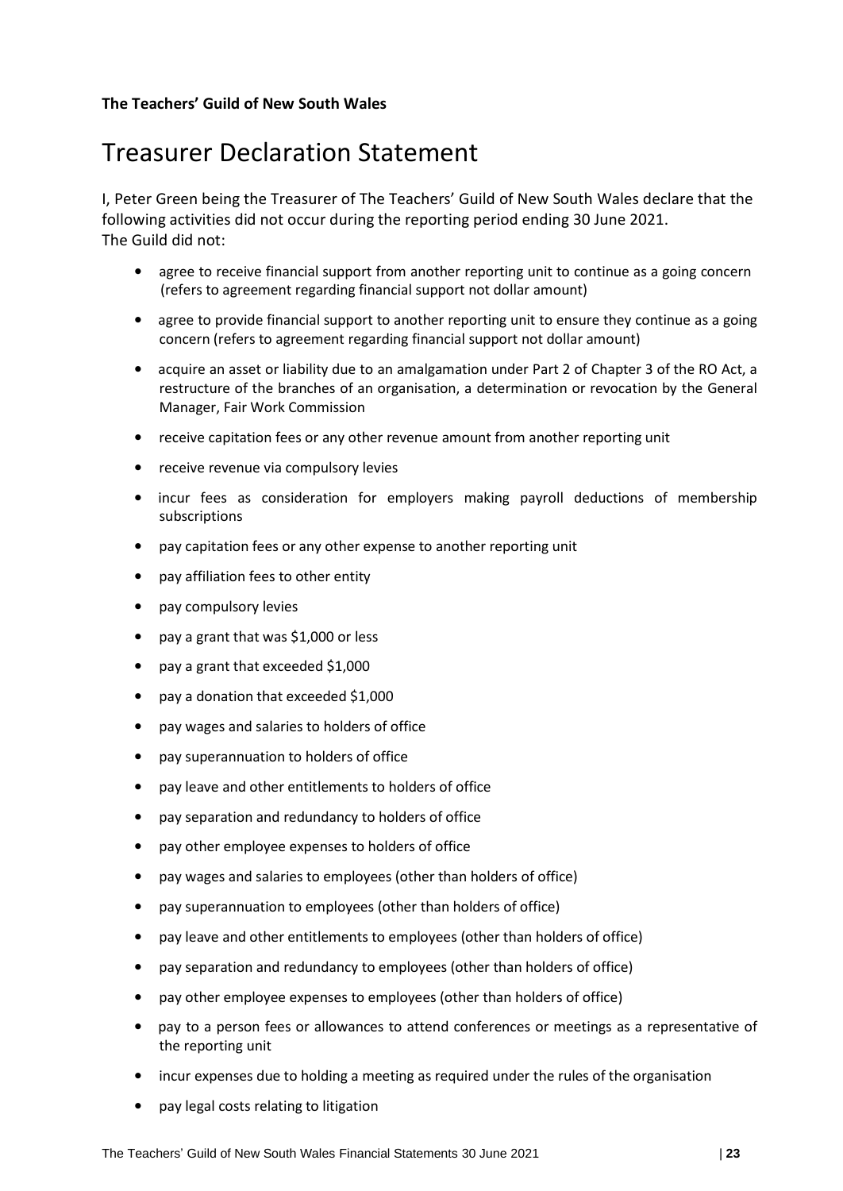**The Teachers' Guild of New South Wales**

# Treasurer Declaration Statement

I, Peter Green being the Treasurer of The Teachers' Guild of New South Wales declare that the following activities did not occur during the reporting period ending 30 June 2021.
The Guild did not:

- agree to receive financial support from another reporting unit to continue as a going concern (refers to agreement regarding financial support not dollar amount)
- agree to provide financial support to another reporting unit to ensure they continue as a going concern (refers to agreement regarding financial support not dollar amount)
- acquire an asset or liability due to an amalgamation under Part 2 of Chapter 3 of the RO Act, a restructure of the branches of an organisation, a determination or revocation by the General Manager, Fair Work Commission
- receive capitation fees or any other revenue amount from another reporting unit
- receive revenue via compulsory levies
- incur fees as consideration for employers making payroll deductions of membership subscriptions
- pay capitation fees or any other expense to another reporting unit
- pay affiliation fees to other entity
- pay compulsory levies
- pay a grant that was $1,000 or less
- pay a grant that exceeded $1,000
- pay a donation that exceeded $1,000
- pay wages and salaries to holders of office
- pay superannuation to holders of office
- pay leave and other entitlements to holders of office
- pay separation and redundancy to holders of office
- pay other employee expenses to holders of office
- pay wages and salaries to employees (other than holders of office)
- pay superannuation to employees (other than holders of office)
- pay leave and other entitlements to employees (other than holders of office)
- pay separation and redundancy to employees (other than holders of office)
- pay other employee expenses to employees (other than holders of office)
- pay to a person fees or allowances to attend conferences or meetings as a representative of the reporting unit
- incur expenses due to holding a meeting as required under the rules of the organisation
- pay legal costs relating to litigation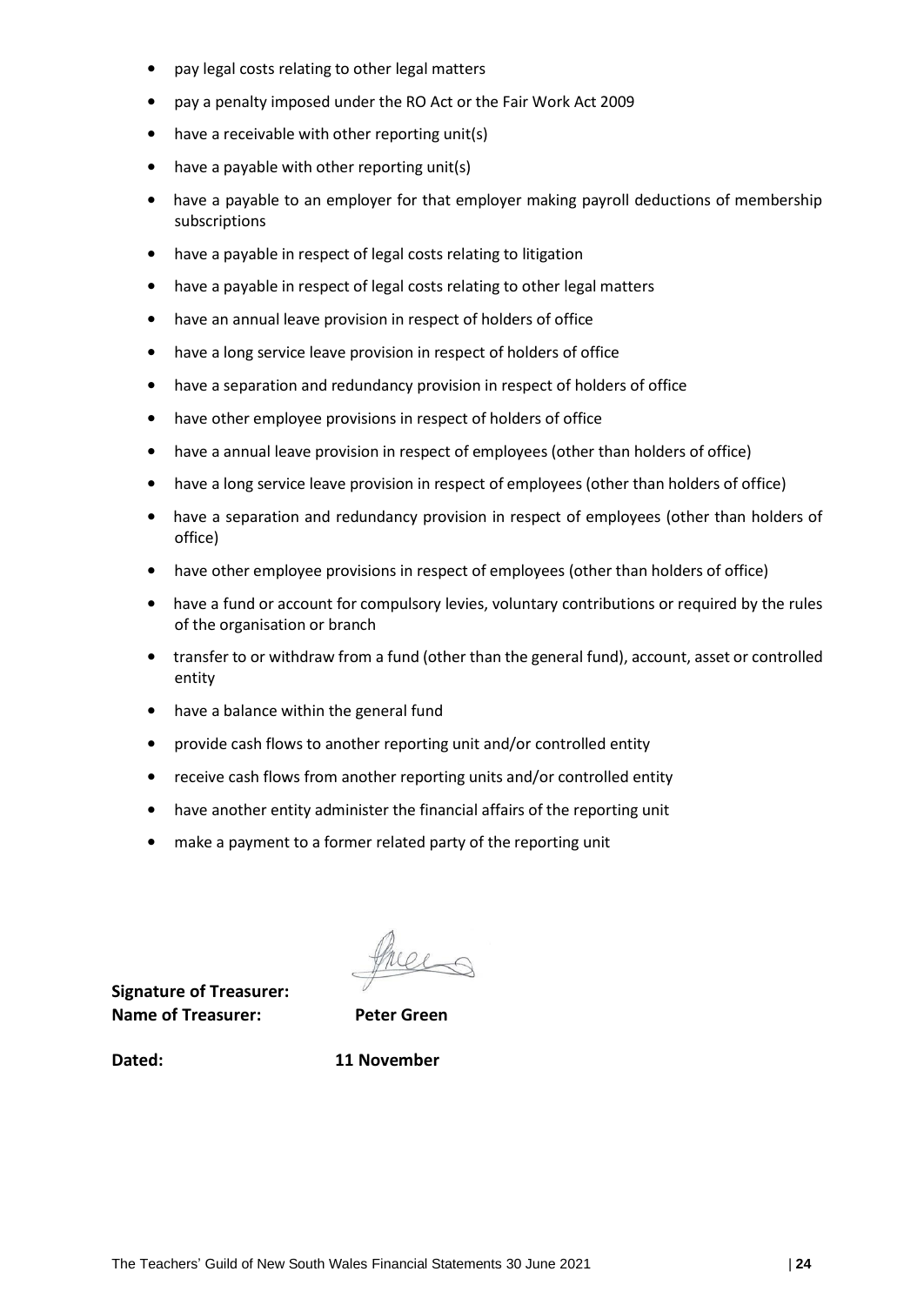- pay legal costs relating to other legal matters
- pay a penalty imposed under the RO Act or the Fair Work Act 2009
- have a receivable with other reporting unit(s)
- have a payable with other reporting unit(s)
- have a payable to an employer for that employer making payroll deductions of membership subscriptions
- have a payable in respect of legal costs relating to litigation
- have a payable in respect of legal costs relating to other legal matters
- have an annual leave provision in respect of holders of office
- have a long service leave provision in respect of holders of office
- have a separation and redundancy provision in respect of holders of office
- have other employee provisions in respect of holders of office
- have a annual leave provision in respect of employees (other than holders of office)
- have a long service leave provision in respect of employees (other than holders of office)
- have a separation and redundancy provision in respect of employees (other than holders of office)
- have other employee provisions in respect of employees (other than holders of office)
- have a fund or account for compulsory levies, voluntary contributions or required by the rules of the organisation or branch
- transfer to or withdraw from a fund (other than the general fund), account, asset or controlled entity
- have a balance within the general fund
- provide cash flows to another reporting unit and/or controlled entity
- receive cash flows from another reporting units and/or controlled entity
- have another entity administer the financial affairs of the reporting unit
- make a payment to a former related party of the reporting unit

**Signature of Treasurer:**
**Name of Treasurer:** **Peter Green**

**Dated:** **11 November**